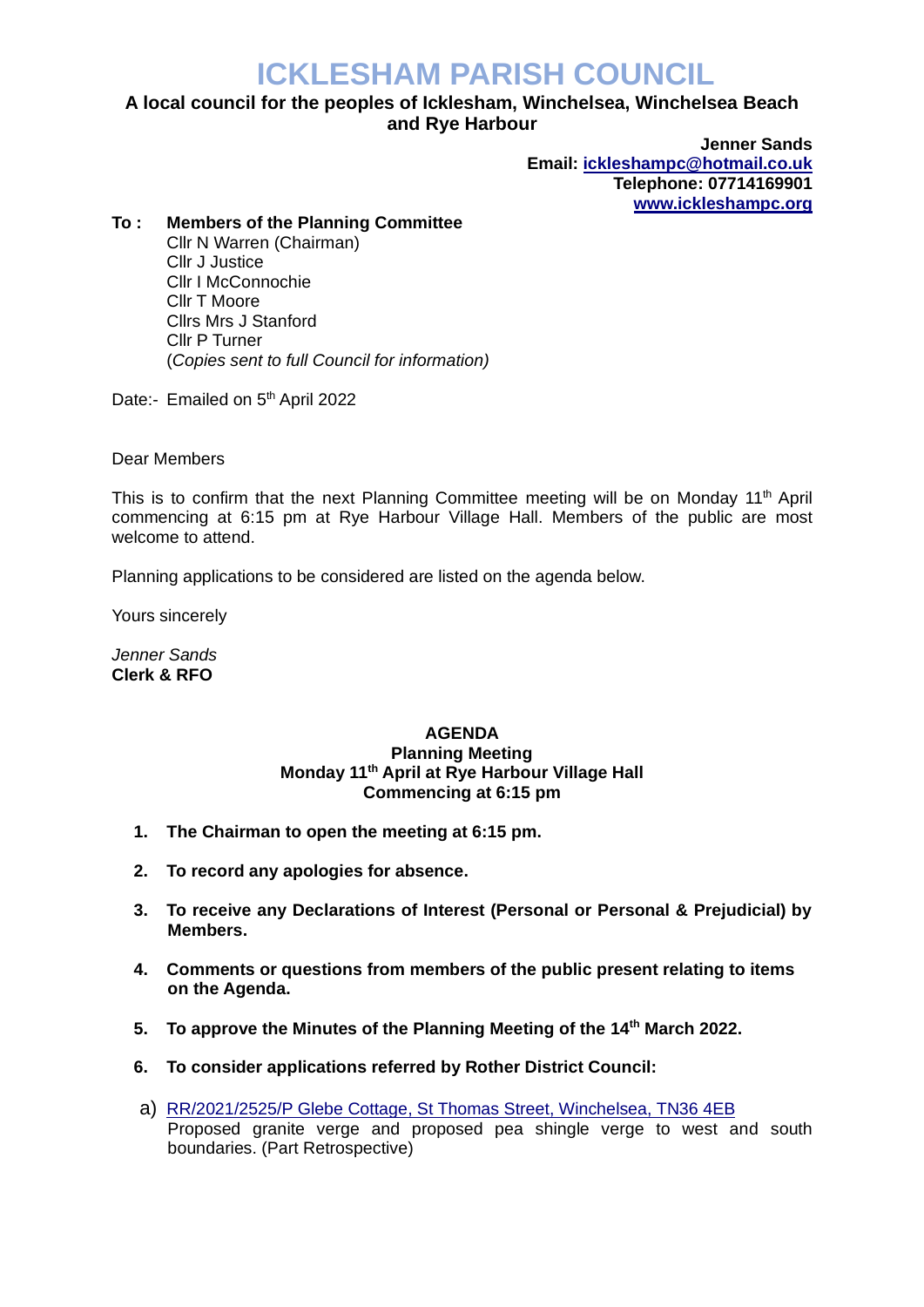# ICKLESHAM PARISH COUNCIL

**A local council for the peoples of Icklesham, Winchelsea, Winchelsea Beach and Rye Harbour**

**Jenner Sands**
**Email: [ickleshampc@hotmail.co.uk](mailto:ickleshampc@hotmail.co.uk)**
**Telephone: 07714169901**
**[www.ickleshampc.org](http://www.ickleshampc.org)**

**To : Members of the Planning Committee**
Cllr N Warren (Chairman)
Cllr J Justice
Cllr I McConnochie
Cllr T Moore
Cllrs Mrs J Stanford
Cllr P Turner
(*Copies sent to full Council for information)*

Date:- Emailed on 5th April 2022

Dear Members

This is to confirm that the next Planning Committee meeting will be on Monday 11th April commencing at 6:15 pm at Rye Harbour Village Hall. Members of the public are most welcome to attend.

Planning applications to be considered are listed on the agenda below.

Yours sincerely

*Jenner Sands*
**Clerk & RFO**

**AGENDA**
**Planning Meeting**
**Monday 11th April at Rye Harbour Village Hall**
**Commencing at 6:15 pm**

1. **The Chairman to open the meeting at 6:15 pm.**
2. **To record any apologies for absence.**
3. **To receive any Declarations of Interest (Personal or Personal & Prejudicial) by Members.**
4. **Comments or questions from members of the public present relating to items on the Agenda.**
5. **To approve the Minutes of the Planning Meeting of the 14th March 2022.**
6. **To consider applications referred by Rother District Council:**

a) RR/2021/2525/P Glebe Cottage, St Thomas Street, Winchelsea, TN36 4EB
Proposed granite verge and proposed pea shingle verge to west and south boundaries. (Part Retrospective)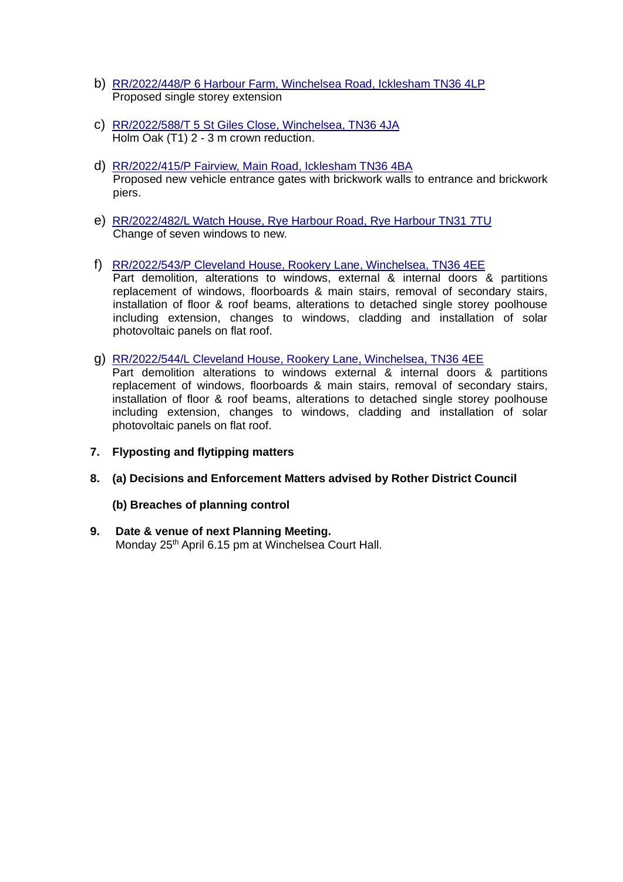b) RR/2022/448/P 6 Harbour Farm, Winchelsea Road, Icklesham TN36 4LP
Proposed single storey extension

c) RR/2022/588/T 5 St Giles Close, Winchelsea, TN36 4JA
Holm Oak (T1) 2 - 3 m crown reduction.

d) RR/2022/415/P Fairview, Main Road, Icklesham TN36 4BA
Proposed new vehicle entrance gates with brickwork walls to entrance and brickwork piers.

e) RR/2022/482/L Watch House, Rye Harbour Road, Rye Harbour TN31 7TU
Change of seven windows to new.

f) RR/2022/543/P Cleveland House, Rookery Lane, Winchelsea, TN36 4EE
Part demolition, alterations to windows, external & internal doors & partitions replacement of windows, floorboards & main stairs, removal of secondary stairs, installation of floor & roof beams, alterations to detached single storey poolhouse including extension, changes to windows, cladding and installation of solar photovoltaic panels on flat roof.

g) RR/2022/544/L Cleveland House, Rookery Lane, Winchelsea, TN36 4EE
Part demolition alterations to windows external & internal doors & partitions replacement of windows, floorboards & main stairs, removal of secondary stairs, installation of floor & roof beams, alterations to detached single storey poolhouse including extension, changes to windows, cladding and installation of solar photovoltaic panels on flat roof.

**7. Flyposting and flytipping matters**

**8. (a) Decisions and Enforcement Matters advised by Rother District Council**

**(b) Breaches of planning control**

**9. Date & venue of next Planning Meeting.**
Monday 25th April 6.15 pm at Winchelsea Court Hall.